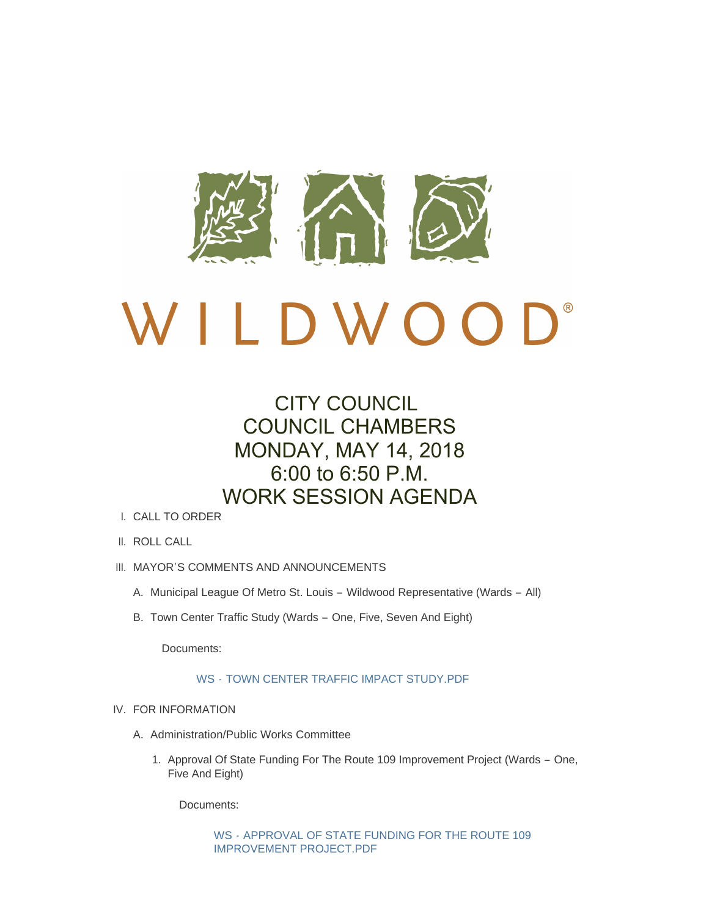WILDWOOD®

# CITY COUNCIL
# COUNCIL CHAMBERS
# MONDAY, MAY 14, 2018
# 6:00 to 6:50 P.M.
# WORK SESSION AGENDA

I. CALL TO ORDER

II. ROLL CALL

III. MAYOR'S COMMENTS AND ANNOUNCEMENTS

   A. Municipal League Of Metro St. Louis – Wildwood Representative (Wards – All)

   B. Town Center Traffic Study (Wards – One, Five, Seven And Eight)

      Documents:

      WS - TOWN CENTER TRAFFIC IMPACT STUDY.PDF

IV. FOR INFORMATION

   A. Administration/Public Works Committee

      1. Approval Of State Funding For The Route 109 Improvement Project (Wards – One, Five And Eight)

         Documents:

         WS - APPROVAL OF STATE FUNDING FOR THE ROUTE 109 IMPROVEMENT PROJECT.PDF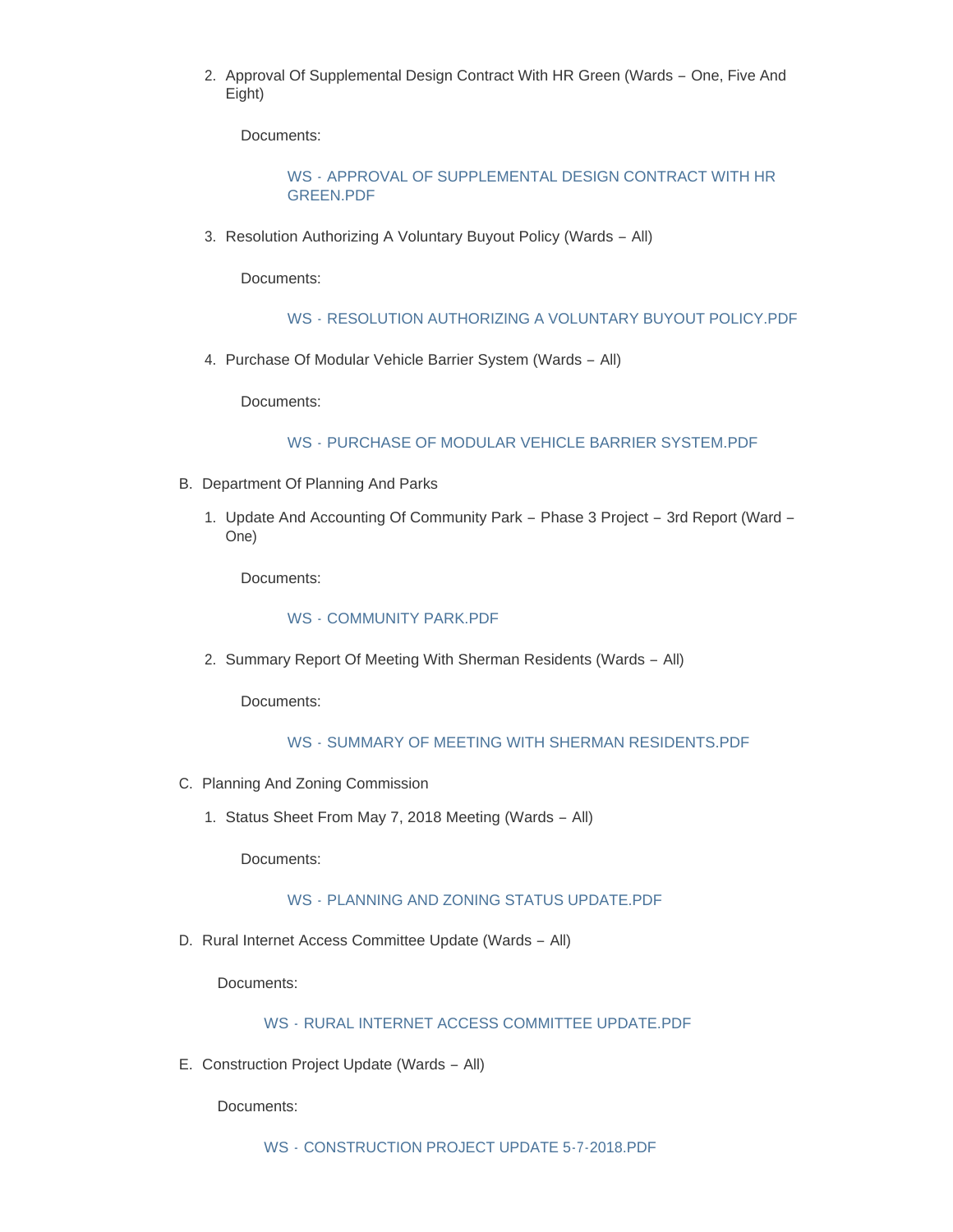2. Approval Of Supplemental Design Contract With HR Green (Wards – One, Five And Eight)

   Documents:

   WS - APPROVAL OF SUPPLEMENTAL DESIGN CONTRACT WITH HR GREEN.PDF

3. Resolution Authorizing A Voluntary Buyout Policy (Wards – All)

   Documents:

   WS - RESOLUTION AUTHORIZING A VOLUNTARY BUYOUT POLICY.PDF

4. Purchase Of Modular Vehicle Barrier System (Wards – All)

   Documents:

   WS - PURCHASE OF MODULAR VEHICLE BARRIER SYSTEM.PDF

B. Department Of Planning And Parks

1. Update And Accounting Of Community Park – Phase 3 Project – 3rd Report (Ward – One)

   Documents:

   WS - COMMUNITY PARK.PDF

2. Summary Report Of Meeting With Sherman Residents (Wards – All)

   Documents:

   WS - SUMMARY OF MEETING WITH SHERMAN RESIDENTS.PDF

C. Planning And Zoning Commission

1. Status Sheet From May 7, 2018 Meeting (Wards – All)

   Documents:

   WS - PLANNING AND ZONING STATUS UPDATE.PDF

D. Rural Internet Access Committee Update (Wards – All)

   Documents:

   WS - RURAL INTERNET ACCESS COMMITTEE UPDATE.PDF

E. Construction Project Update (Wards – All)

   Documents:

   WS - CONSTRUCTION PROJECT UPDATE 5-7-2018.PDF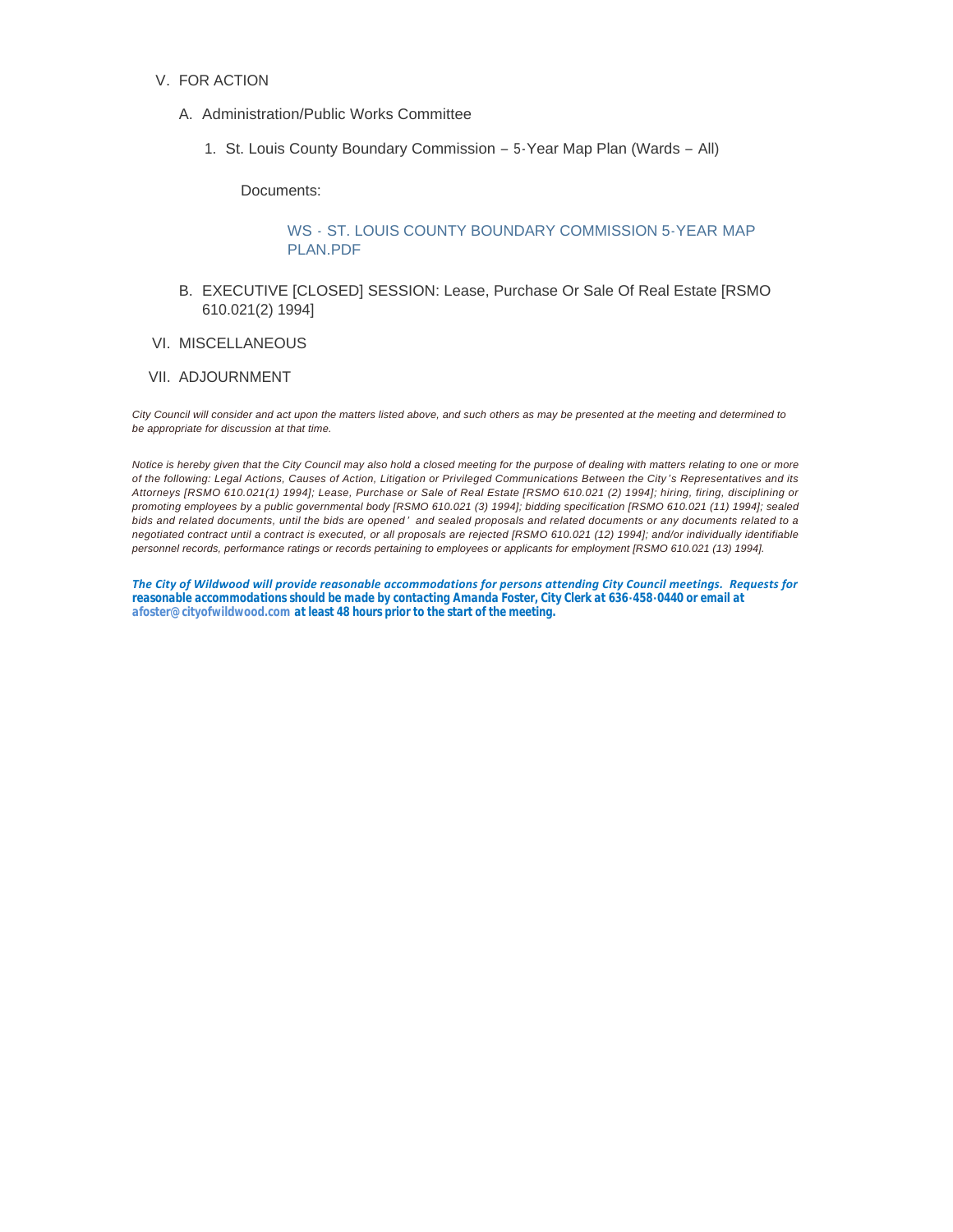V. FOR ACTION

A. Administration/Public Works Committee

1. St. Louis County Boundary Commission – 5-Year Map Plan (Wards – All)

Documents:

WS - ST. LOUIS COUNTY BOUNDARY COMMISSION 5-YEAR MAP PLAN.PDF

B. EXECUTIVE [CLOSED] SESSION: Lease, Purchase Or Sale Of Real Estate [RSMO 610.021(2) 1994]

VI. MISCELLANEOUS

VII. ADJOURNMENT

*City Council will consider and act upon the matters listed above, and such others as may be presented at the meeting and determined to be appropriate for discussion at that time.*

*Notice is hereby given that the City Council may also hold a closed meeting for the purpose of dealing with matters relating to one or more of the following: Legal Actions, Causes of Action, Litigation or Privileged Communications Between the City's Representatives and its Attorneys [RSMO 610.021(1) 1994]; Lease, Purchase or Sale of Real Estate [RSMO 610.021 (2) 1994]; hiring, firing, disciplining or promoting employees by a public governmental body [RSMO 610.021 (3) 1994]; bidding specification [RSMO 610.021 (11) 1994]; sealed bids and related documents, until the bids are opened' and sealed proposals and related documents or any documents related to a negotiated contract until a contract is executed, or all proposals are rejected [RSMO 610.021 (12) 1994]; and/or individually identifiable personnel records, performance ratings or records pertaining to employees or applicants for employment [RSMO 610.021 (13) 1994].*

***The City of Wildwood will provide reasonable accommodations for persons attending City Council meetings. Requests for*** **reasonable accommodations should be made by contacting Amanda Foster, City Clerk at 636-458-0440 or email at afoster@cityofwildwood.com at least 48 hours prior to the start of the meeting.**